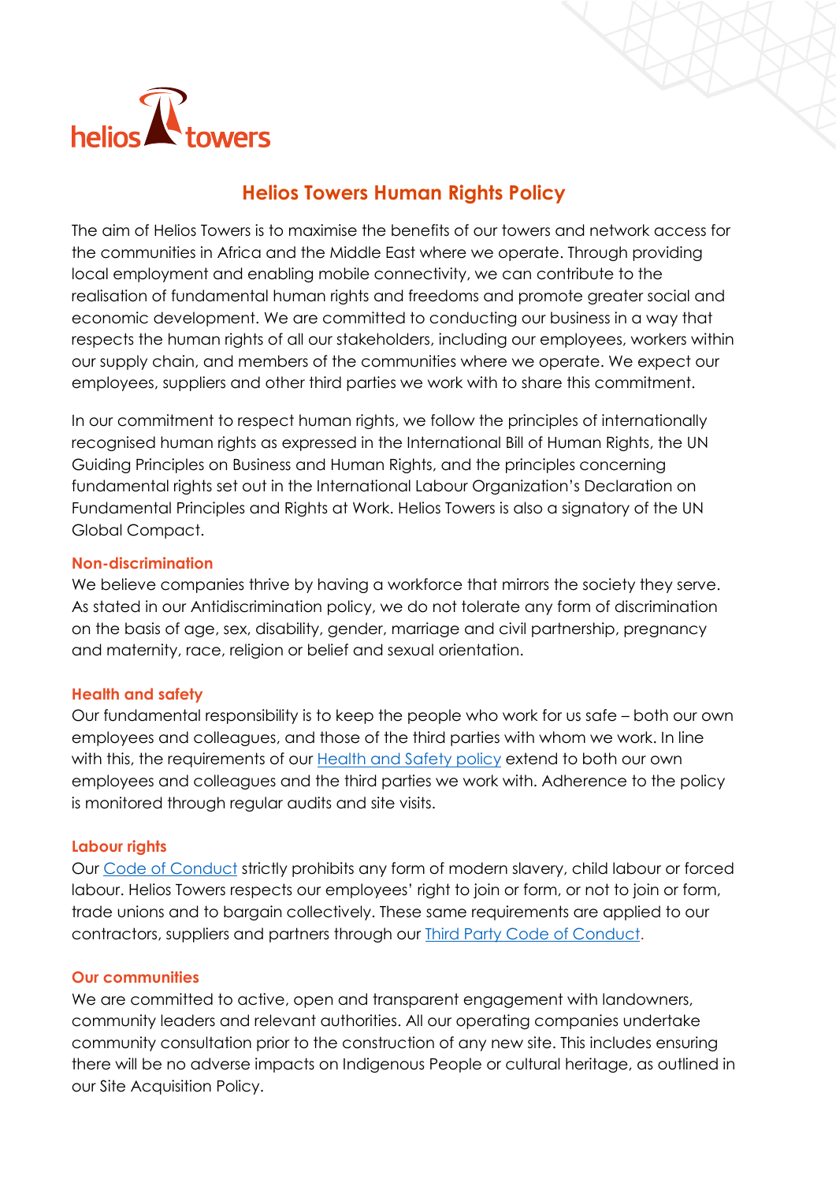# Helios Towers Human Rights Policy

The aim of Helios Towers is to maximise the benefits of our towers and network access for the communities in Africa and the Middle East where we operate. Through providing local employment and enabling mobile connectivity, we can contribute to the realisation of fundamental human rights and freedoms and promote greater social and economic development. We are committed to conducting our business in a way that respects the human rights of all our stakeholders, including our employees, workers within our supply chain, and members of the communities where we operate. We expect our employees, suppliers and other third parties we work with to share this commitment.

In our commitment to respect human rights, we follow the principles of internationally recognised human rights as expressed in the International Bill of Human Rights, the UN Guiding Principles on Business and Human Rights, and the principles concerning fundamental rights set out in the International Labour Organization's Declaration on Fundamental Principles and Rights at Work. Helios Towers is also a signatory of the UN Global Compact.

### Non-discrimination

We believe companies thrive by having a workforce that mirrors the society they serve. As stated in our Antidiscrimination policy, we do not tolerate any form of discrimination on the basis of age, sex, disability, gender, marriage and civil partnership, pregnancy and maternity, race, religion or belief and sexual orientation.

### Health and safety

Our fundamental responsibility is to keep the people who work for us safe – both our own employees and colleagues, and those of the third parties with whom we work. In line with this, the requirements of our Health and Safety policy extend to both our own employees and colleagues and the third parties we work with. Adherence to the policy is monitored through regular audits and site visits.

### Labour rights

Our Code of Conduct strictly prohibits any form of modern slavery, child labour or forced labour. Helios Towers respects our employees' right to join or form, or not to join or form, trade unions and to bargain collectively. These same requirements are applied to our contractors, suppliers and partners through our Third Party Code of Conduct.

### Our communities

We are committed to active, open and transparent engagement with landowners, community leaders and relevant authorities. All our operating companies undertake community consultation prior to the construction of any new site. This includes ensuring there will be no adverse impacts on Indigenous People or cultural heritage, as outlined in our Site Acquisition Policy.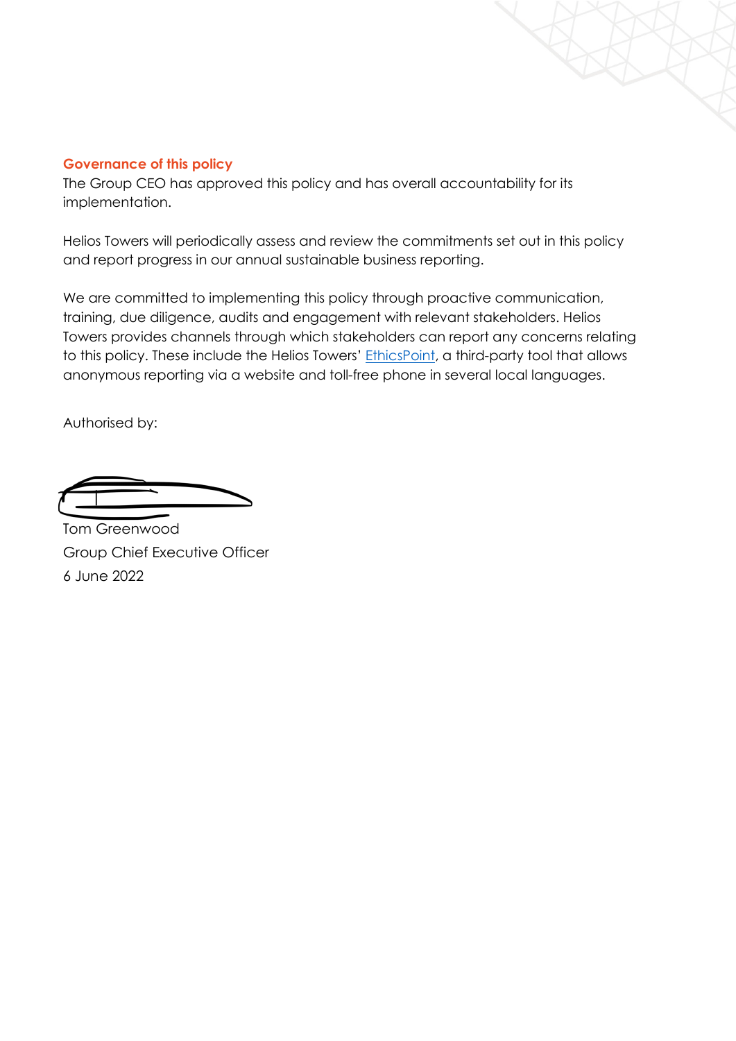## Governance of this policy

The Group CEO has approved this policy and has overall accountability for its implementation.

Helios Towers will periodically assess and review the commitments set out in this policy and report progress in our annual sustainable business reporting.

We are committed to implementing this policy through proactive communication, training, due diligence, audits and engagement with relevant stakeholders. Helios Towers provides channels through which stakeholders can report any concerns relating to this policy. These include the Helios Towers' EthicsPoint, a third-party tool that allows anonymous reporting via a website and toll-free phone in several local languages.

Authorised by:

Tom Greenwood
Group Chief Executive Officer
6 June 2022